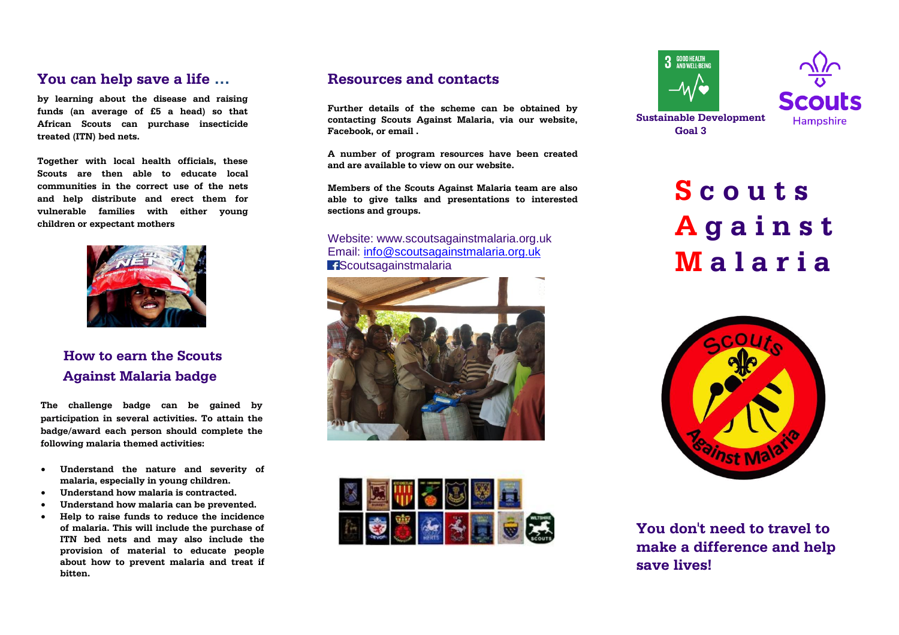## You can help save a life …

**by learning about the disease and raising funds (an average of £5 a head) so that African Scouts can purchase insecticide treated (ITN) bed nets.**

**Together with local health officials, these Scouts are then able to educate local communities in the correct use of the nets and help distribute and erect them for vulnerable families with either young children or expectant mothers**

## How to earn the Scouts Against Malaria badge

**The challenge badge can be gained by participation in several activities. To attain the badge/award each person should complete the following malaria themed activities:**

- **Understand the nature and severity of malaria, especially in young children.**
- **Understand how malaria is contracted.**
- **Understand how malaria can be prevented.**
- **Help to raise funds to reduce the incidence of malaria. This will include the purchase of ITN bed nets and may also include the provision of material to educate people about how to prevent malaria and treat if bitten.**

## Resources and contacts

**Further details of the scheme can be obtained by contacting Scouts Against Malaria, via our website, Facebook, or email .**

**A number of program resources have been created and are available to view on our website.**

**Members of the Scouts Against Malaria team are also able to give talks and presentations to interested sections and groups.**

Website: www.scoutsagainstmalaria.org.uk
Email: info@scoutsagainstmalaria.org.uk
Scoutsagainstmalaria

**Sustainable Development Goal 3**

Scouts Hampshire

# Scouts Against Malaria

**You don't need to travel to make a difference and help save lives!**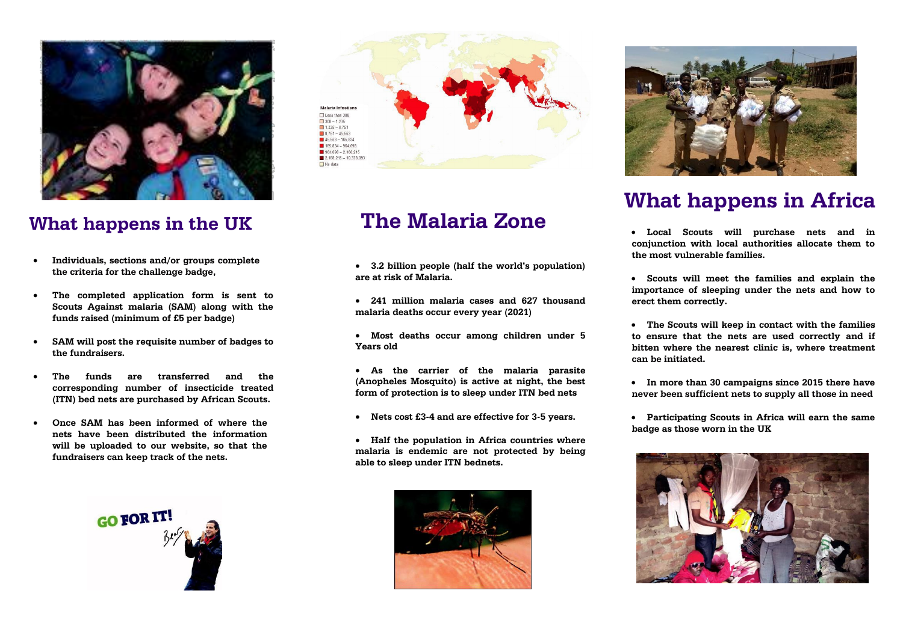## What happens in the UK

- Individuals, sections and/or groups complete the criteria for the challenge badge,
- The completed application form is sent to Scouts Against malaria (SAM) along with the funds raised (minimum of £5 per badge)
- SAM will post the requisite number of badges to the fundraisers.
- The funds are transferred and the corresponding number of insecticide treated (ITN) bed nets are purchased by African Scouts.
- Once SAM has been informed of where the nets have been distributed the information will be uploaded to our website, so that the fundraisers can keep track of the nets.

Malaria Infections
Less than 308
308 – 1,235
1,235 – 8,751
8,751 – 45,553
45,553 – 165,834
165,834 – 964,698
964,698 – 2,168,215
2,168,215 – 10,338,093
No data

## The Malaria Zone

- 3.2 billion people (half the world's population) are at risk of Malaria.
- 241 million malaria cases and 627 thousand malaria deaths occur every year (2021)
- Most deaths occur among children under 5 Years old
- As the carrier of the malaria parasite (Anopheles Mosquito) is active at night, the best form of protection is to sleep under ITN bed nets
- Nets cost £3-4 and are effective for 3-5 years.
- Half the population in Africa countries where malaria is endemic are not protected by being able to sleep under ITN bednets.

## What happens in Africa

- Local Scouts will purchase nets and in conjunction with local authorities allocate them to the most vulnerable families.
- Scouts will meet the families and explain the importance of sleeping under the nets and how to erect them correctly.
- The Scouts will keep in contact with the families to ensure that the nets are used correctly and if bitten where the nearest clinic is, where treatment can be initiated.
- In more than 30 campaigns since 2015 there have never been sufficient nets to supply all those in need
- Participating Scouts in Africa will earn the same badge as those worn in the UK